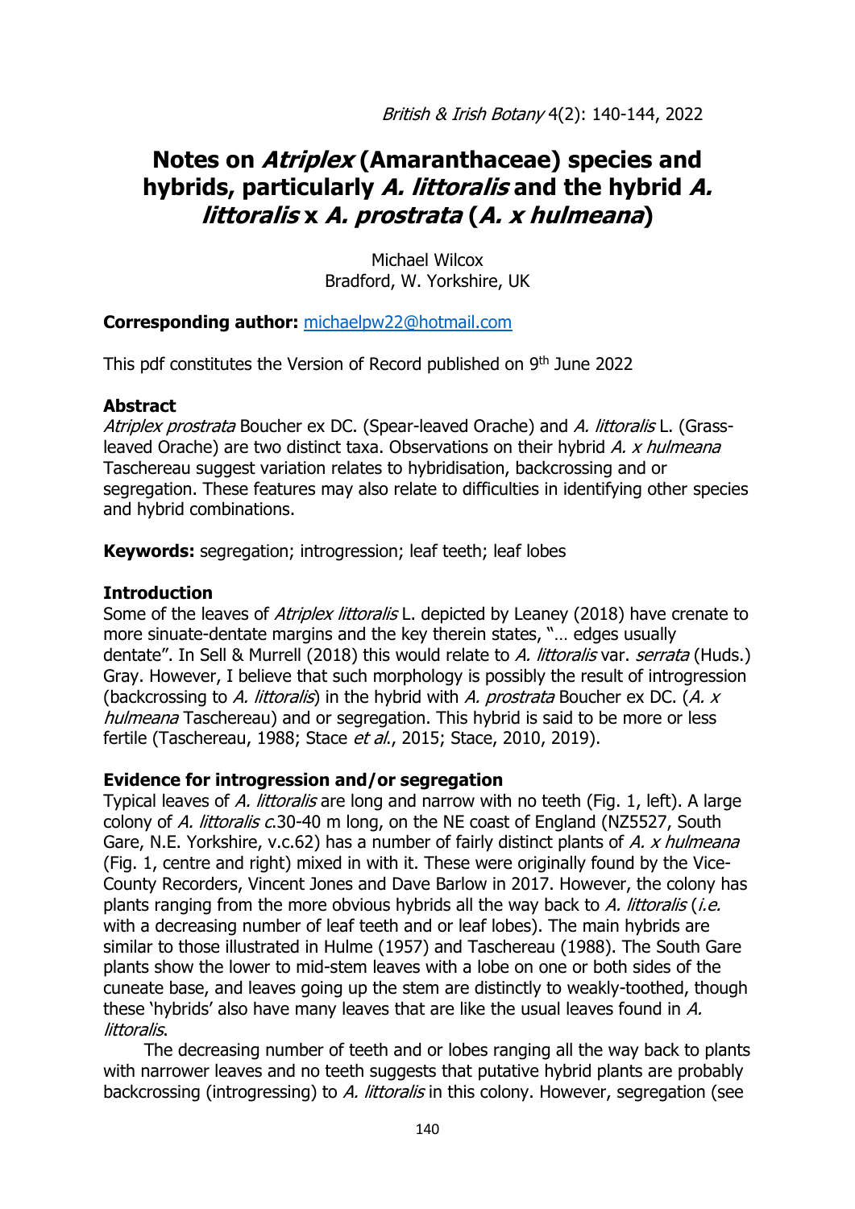# Notes on *Atriplex* (Amaranthaceae) species and hybrids, particularly *A. littoralis* and the hybrid *A. littoralis* x *A. prostrata* (*A. x hulmeana*)

Michael Wilcox
Bradford, W. Yorkshire, UK

**Corresponding author:** michaelpw22@hotmail.com

This pdf constitutes the Version of Record published on 9th June 2022

## Abstract

*Atriplex prostrata* Boucher ex DC. (Spear-leaved Orache) and *A. littoralis* L. (Grass-leaved Orache) are two distinct taxa. Observations on their hybrid *A. x hulmeana* Taschereau suggest variation relates to hybridisation, backcrossing and or segregation. These features may also relate to difficulties in identifying other species and hybrid combinations.

**Keywords:** segregation; introgression; leaf teeth; leaf lobes

## Introduction

Some of the leaves of *Atriplex littoralis* L. depicted by Leaney (2018) have crenate to more sinuate-dentate margins and the key therein states, "… edges usually dentate". In Sell & Murrell (2018) this would relate to *A. littoralis* var. *serrata* (Huds.) Gray. However, I believe that such morphology is possibly the result of introgression (backcrossing to *A. littoralis*) in the hybrid with *A. prostrata* Boucher ex DC. (*A. x hulmeana* Taschereau) and or segregation. This hybrid is said to be more or less fertile (Taschereau, 1988; Stace *et al.*, 2015; Stace, 2010, 2019).

## Evidence for introgression and/or segregation

Typical leaves of *A. littoralis* are long and narrow with no teeth (Fig. 1, left). A large colony of *A. littoralis c.*30-40 m long, on the NE coast of England (NZ5527, South Gare, N.E. Yorkshire, v.c.62) has a number of fairly distinct plants of *A. x hulmeana* (Fig. 1, centre and right) mixed in with it. These were originally found by the Vice-County Recorders, Vincent Jones and Dave Barlow in 2017. However, the colony has plants ranging from the more obvious hybrids all the way back to *A. littoralis* (*i.e.* with a decreasing number of leaf teeth and or leaf lobes). The main hybrids are similar to those illustrated in Hulme (1957) and Taschereau (1988). The South Gare plants show the lower to mid-stem leaves with a lobe on one or both sides of the cuneate base, and leaves going up the stem are distinctly to weakly-toothed, though these 'hybrids' also have many leaves that are like the usual leaves found in *A. littoralis*.

The decreasing number of teeth and or lobes ranging all the way back to plants with narrower leaves and no teeth suggests that putative hybrid plants are probably backcrossing (introgressing) to *A. littoralis* in this colony. However, segregation (see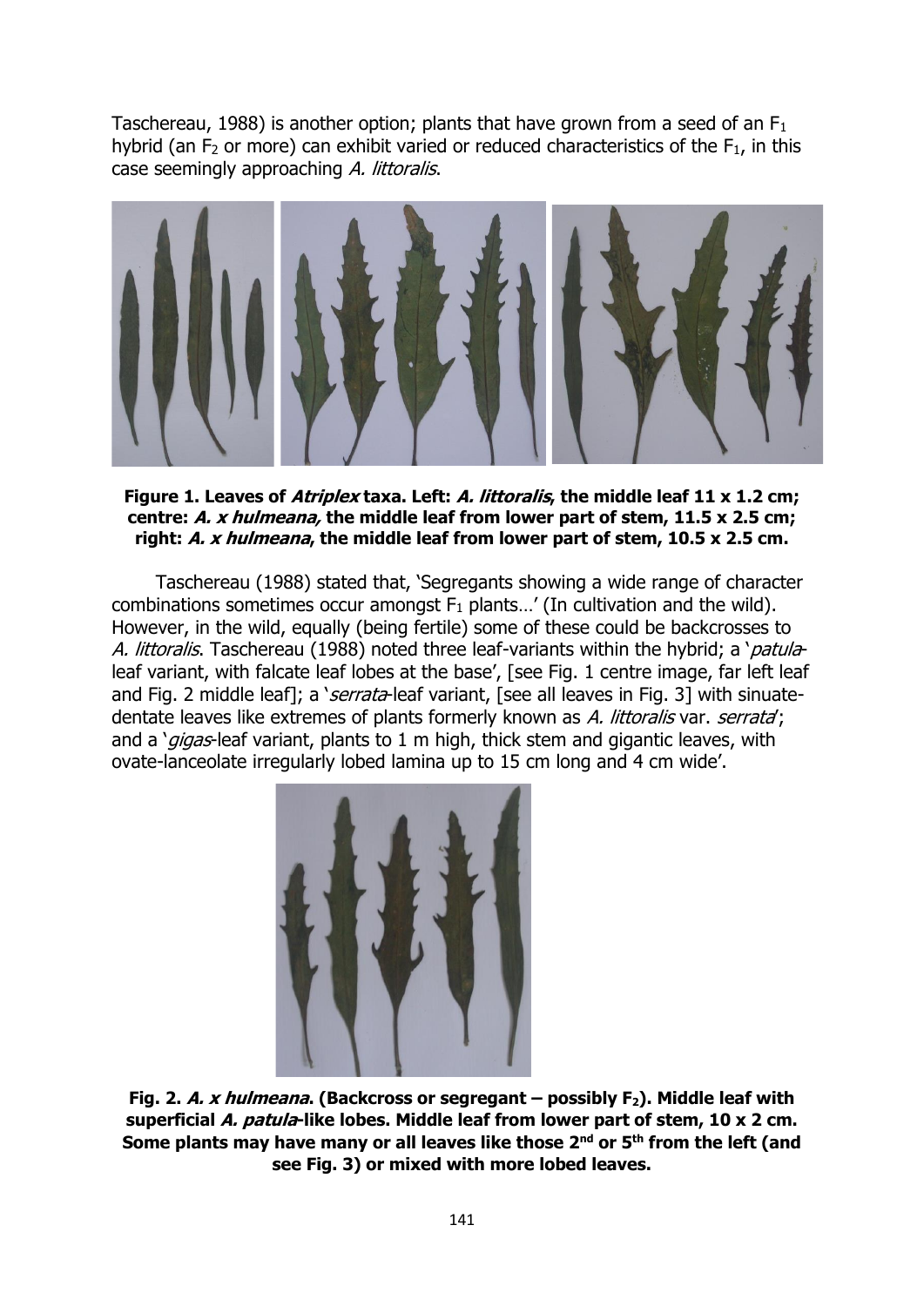Taschereau, 1988) is another option; plants that have grown from a seed of an $F_1$ hybrid (an $F_2$ or more) can exhibit varied or reduced characteristics of the $F_1$, in this case seemingly approaching *A. littoralis*.

**Figure 1. Leaves of *Atriplex* taxa. Left: *A. littoralis*, the middle leaf 11 x 1.2 cm; centre: *A. x hulmeana,* the middle leaf from lower part of stem, 11.5 x 2.5 cm; right: *A. x hulmeana*, the middle leaf from lower part of stem, 10.5 x 2.5 cm.**

Taschereau (1988) stated that, 'Segregants showing a wide range of character combinations sometimes occur amongst $F_1$ plants…' (In cultivation and the wild). However, in the wild, equally (being fertile) some of these could be backcrosses to *A. littoralis*. Taschereau (1988) noted three leaf-variants within the hybrid; a '*patula*-leaf variant, with falcate leaf lobes at the base', [see Fig. 1 centre image, far left leaf and Fig. 2 middle leaf]; a '*serrata*-leaf variant, [see all leaves in Fig. 3] with sinuate-dentate leaves like extremes of plants formerly known as *A. littoralis* var. *serrata*'; and a '*gigas*-leaf variant, plants to 1 m high, thick stem and gigantic leaves, with ovate-lanceolate irregularly lobed lamina up to 15 cm long and 4 cm wide'.

**Fig. 2. *A. x hulmeana*. (Backcross or segregant – possibly $F_2$). Middle leaf with superficial *A. patula*-like lobes. Middle leaf from lower part of stem, 10 x 2 cm. Some plants may have many or all leaves like those 2nd or 5th from the left (and see Fig. 3) or mixed with more lobed leaves.**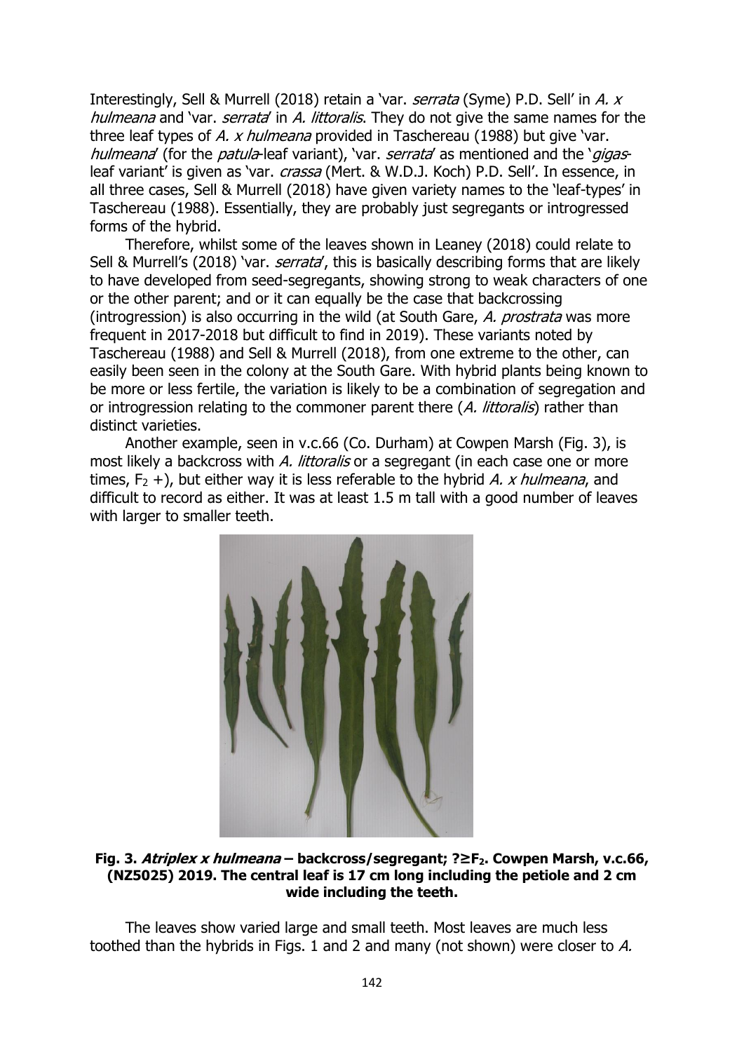Interestingly, Sell & Murrell (2018) retain a 'var. *serrata* (Syme) P.D. Sell' in *A. x hulmeana* and 'var. *serrata*' in *A. littoralis*. They do not give the same names for the three leaf types of *A. x hulmeana* provided in Taschereau (1988) but give 'var. *hulmeana*' (for the *patula*-leaf variant), 'var. *serrata*' as mentioned and the '*gigas*-leaf variant' is given as 'var. *crassa* (Mert. & W.D.J. Koch) P.D. Sell'. In essence, in all three cases, Sell & Murrell (2018) have given variety names to the 'leaf-types' in Taschereau (1988). Essentially, they are probably just segregants or introgressed forms of the hybrid.

Therefore, whilst some of the leaves shown in Leaney (2018) could relate to Sell & Murrell's (2018) 'var. *serrata*', this is basically describing forms that are likely to have developed from seed-segregants, showing strong to weak characters of one or the other parent; and or it can equally be the case that backcrossing (introgression) is also occurring in the wild (at South Gare, *A. prostrata* was more frequent in 2017-2018 but difficult to find in 2019). These variants noted by Taschereau (1988) and Sell & Murrell (2018), from one extreme to the other, can easily been seen in the colony at the South Gare. With hybrid plants being known to be more or less fertile, the variation is likely to be a combination of segregation and or introgression relating to the commoner parent there (*A. littoralis*) rather than distinct varieties.

Another example, seen in v.c.66 (Co. Durham) at Cowpen Marsh (Fig. 3), is most likely a backcross with *A. littoralis* or a segregant (in each case one or more times, $F_2$ +), but either way it is less referable to the hybrid *A. x hulmeana*, and difficult to record as either. It was at least 1.5 m tall with a good number of leaves with larger to smaller teeth.

**Fig. 3. *Atriplex x hulmeana* – backcross/segregant; ?≥$F_2$. Cowpen Marsh, v.c.66, (NZ5025) 2019. The central leaf is 17 cm long including the petiole and 2 cm wide including the teeth.**

The leaves show varied large and small teeth. Most leaves are much less toothed than the hybrids in Figs. 1 and 2 and many (not shown) were closer to *A.*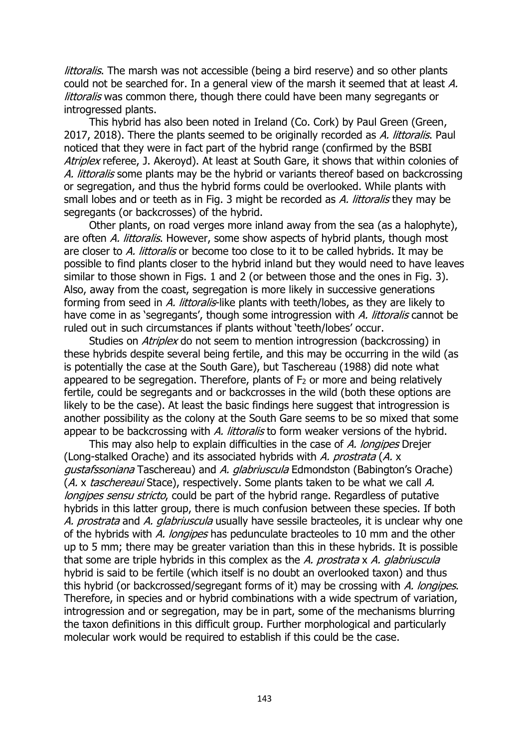*littoralis*. The marsh was not accessible (being a bird reserve) and so other plants could not be searched for. In a general view of the marsh it seemed that at least *A. littoralis* was common there, though there could have been many segregants or introgressed plants.

This hybrid has also been noted in Ireland (Co. Cork) by Paul Green (Green, 2017, 2018). There the plants seemed to be originally recorded as *A. littoralis*. Paul noticed that they were in fact part of the hybrid range (confirmed by the BSBI *Atriplex* referee, J. Akeroyd). At least at South Gare, it shows that within colonies of *A. littoralis* some plants may be the hybrid or variants thereof based on backcrossing or segregation, and thus the hybrid forms could be overlooked. While plants with small lobes and or teeth as in Fig. 3 might be recorded as *A. littoralis* they may be segregants (or backcrosses) of the hybrid.

Other plants, on road verges more inland away from the sea (as a halophyte), are often *A. littoralis*. However, some show aspects of hybrid plants, though most are closer to *A. littoralis* or become too close to it to be called hybrids. It may be possible to find plants closer to the hybrid inland but they would need to have leaves similar to those shown in Figs. 1 and 2 (or between those and the ones in Fig. 3). Also, away from the coast, segregation is more likely in successive generations forming from seed in *A. littoralis*-like plants with teeth/lobes, as they are likely to have come in as 'segregants', though some introgression with *A. littoralis* cannot be ruled out in such circumstances if plants without 'teeth/lobes' occur.

Studies on *Atriplex* do not seem to mention introgression (backcrossing) in these hybrids despite several being fertile, and this may be occurring in the wild (as is potentially the case at the South Gare), but Taschereau (1988) did note what appeared to be segregation. Therefore, plants of $F_2$ or more and being relatively fertile, could be segregants and or backcrosses in the wild (both these options are likely to be the case). At least the basic findings here suggest that introgression is another possibility as the colony at the South Gare seems to be so mixed that some appear to be backcrossing with *A. littoralis* to form weaker versions of the hybrid.

This may also help to explain difficulties in the case of *A. longipes* Drejer (Long-stalked Orache) and its associated hybrids with *A. prostrata* (*A.* x *gustafssoniana* Taschereau) and *A. glabriuscula* Edmondston (Babington's Orache) (*A.* x *taschereaui* Stace), respectively. Some plants taken to be what we call *A. longipes sensu stricto*, could be part of the hybrid range. Regardless of putative hybrids in this latter group, there is much confusion between these species. If both *A. prostrata* and *A. glabriuscula* usually have sessile bracteoles, it is unclear why one of the hybrids with *A. longipes* has pedunculate bracteoles to 10 mm and the other up to 5 mm; there may be greater variation than this in these hybrids. It is possible that some are triple hybrids in this complex as the *A. prostrata* x *A. glabriuscula* hybrid is said to be fertile (which itself is no doubt an overlooked taxon) and thus this hybrid (or backcrossed/segregant forms of it) may be crossing with *A. longipes*. Therefore, in species and or hybrid combinations with a wide spectrum of variation, introgression and or segregation, may be in part, some of the mechanisms blurring the taxon definitions in this difficult group. Further morphological and particularly molecular work would be required to establish if this could be the case.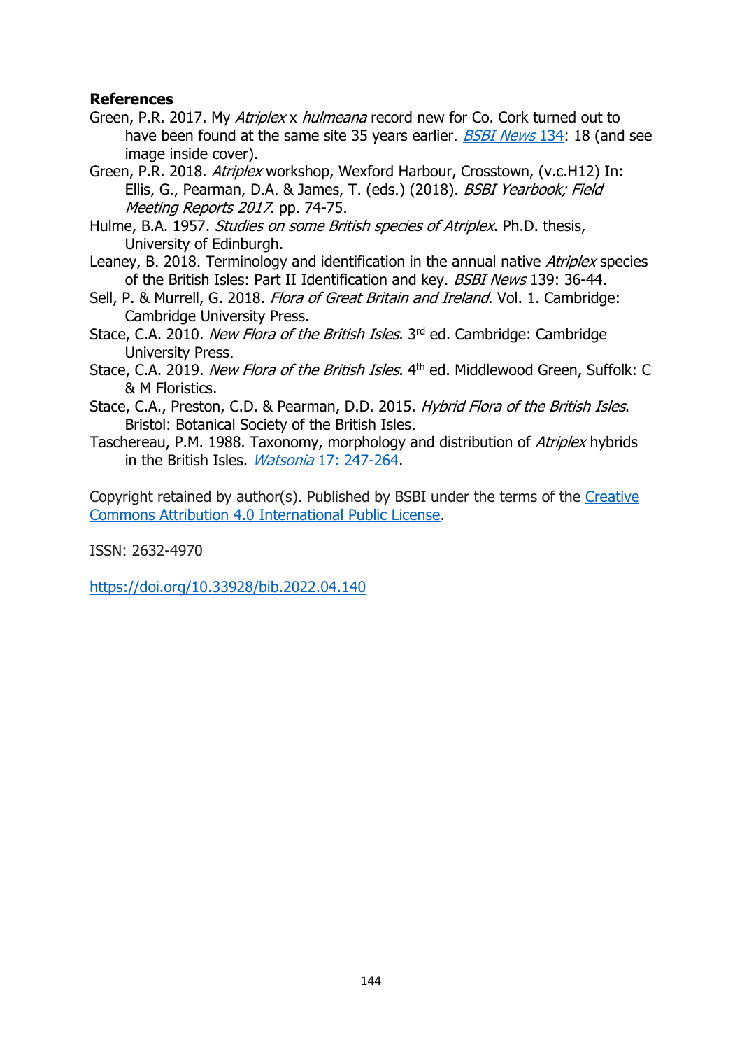## References

Green, P.R. 2017. My *Atriplex* x *hulmeana* record new for Co. Cork turned out to have been found at the same site 35 years earlier. [*BSBI News* 134](): 18 (and see image inside cover).

Green, P.R. 2018. *Atriplex* workshop, Wexford Harbour, Crosstown, (v.c.H12) In: Ellis, G., Pearman, D.A. & James, T. (eds.) (2018). *BSBI Yearbook; Field Meeting Reports 2017*. pp. 74-75.

Hulme, B.A. 1957. *Studies on some British species of Atriplex*. Ph.D. thesis, University of Edinburgh.

Leaney, B. 2018. Terminology and identification in the annual native *Atriplex* species of the British Isles: Part II Identification and key. *BSBI News* 139: 36-44.

Sell, P. & Murrell, G. 2018. *Flora of Great Britain and Ireland*. Vol. 1. Cambridge: Cambridge University Press.

Stace, C.A. 2010. *New Flora of the British Isles*. 3rd ed. Cambridge: Cambridge University Press.

Stace, C.A. 2019. *New Flora of the British Isles*. 4th ed. Middlewood Green, Suffolk: C & M Floristics.

Stace, C.A., Preston, C.D. & Pearman, D.D. 2015. *Hybrid Flora of the British Isles*. Bristol: Botanical Society of the British Isles.

Taschereau, P.M. 1988. Taxonomy, morphology and distribution of *Atriplex* hybrids in the British Isles. [*Watsonia* 17: 247-264]().

Copyright retained by author(s). Published by BSBI under the terms of the [Creative Commons Attribution 4.0 International Public License]().

ISSN: 2632-4970

https://doi.org/10.33928/bib.2022.04.140